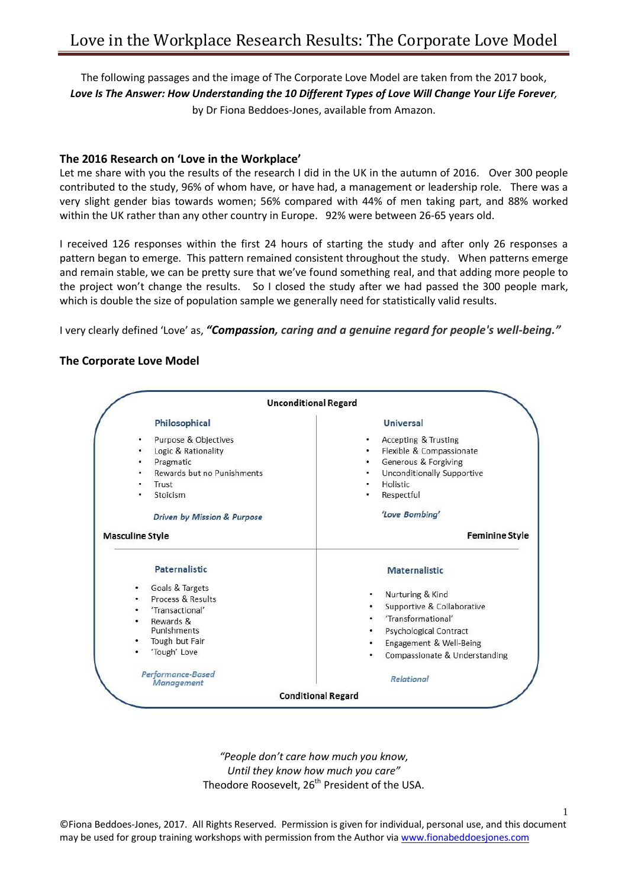# Love in the Workplace Research Results: The Corporate Love Model

The following passages and the image of The Corporate Love Model are taken from the 2017 book, ***Love Is The Answer: How Understanding the 10 Different Types of Love Will Change Your Life Forever,*** by Dr Fiona Beddoes-Jones, available from Amazon.

## The 2016 Research on 'Love in the Workplace'

Let me share with you the results of the research I did in the UK in the autumn of 2016. Over 300 people contributed to the study, 96% of whom have, or have had, a management or leadership role. There was a very slight gender bias towards women; 56% compared with 44% of men taking part, and 88% worked within the UK rather than any other country in Europe. 92% were between 26-65 years old.

I received 126 responses within the first 24 hours of starting the study and after only 26 responses a pattern began to emerge. This pattern remained consistent throughout the study. When patterns emerge and remain stable, we can be pretty sure that we've found something real, and that adding more people to the project won't change the results. So I closed the study after we had passed the 300 people mark, which is double the size of population sample we generally need for statistically valid results.

I very clearly defined 'Love' as, ***"Compassion, caring and a genuine regard for people's well-being."***

## The Corporate Love Model

**Unconditional Regard**

| **Masculine Style** | **Feminine Style** |
| --- | --- |
| **Philosophical**<br>• Purpose & Objectives<br>• Logic & Rationality<br>• Pragmatic<br>• Rewards but no Punishments<br>• Trust<br>• Stoicism<br>*Driven by Mission & Purpose* | **Universal**<br>• Accepting & Trusting<br>• Flexible & Compassionate<br>• Generous & Forgiving<br>• Unconditionally Supportive<br>• Holistic<br>• Respectful<br>*'Love Bombing'* |
| **Paternalistic**<br>• Goals & Targets<br>• Process & Results<br>• 'Transactional'<br>• Rewards & Punishments<br>• Tough but Fair<br>• 'Tough' Love<br>*Performance-Based Management* | **Maternalistic**<br>• Nurturing & Kind<br>• Supportive & Collaborative<br>• 'Transformational'<br>• Psychological Contract<br>• Engagement & Well-Being<br>• Compassionate & Understanding<br>*Relational* |

**Conditional Regard**

*"People don't care how much you know,*
*Until they know how much you care"*
Theodore Roosevelt, 26th President of the USA.

©Fiona Beddoes-Jones, 2017. All Rights Reserved. Permission is given for individual, personal use, and this document may be used for group training workshops with permission from the Author via www.fionabeddoesjones.com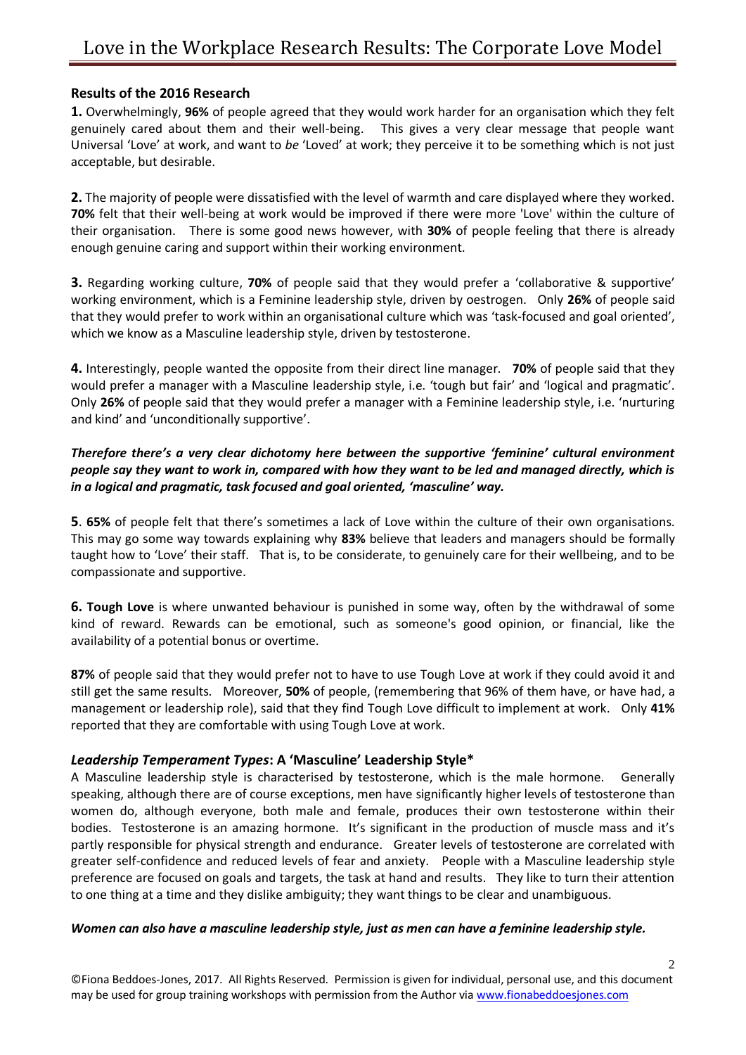## Results of the 2016 Research

**1.** Overwhelmingly, **96%** of people agreed that they would work harder for an organisation which they felt genuinely cared about them and their well-being. This gives a very clear message that people want Universal 'Love' at work, and want to *be* 'Loved' at work; they perceive it to be something which is not just acceptable, but desirable.

**2.** The majority of people were dissatisfied with the level of warmth and care displayed where they worked. **70%** felt that their well-being at work would be improved if there were more 'Love' within the culture of their organisation. There is some good news however, with **30%** of people feeling that there is already enough genuine caring and support within their working environment.

**3.** Regarding working culture, **70%** of people said that they would prefer a 'collaborative & supportive' working environment, which is a Feminine leadership style, driven by oestrogen. Only **26%** of people said that they would prefer to work within an organisational culture which was 'task-focused and goal oriented', which we know as a Masculine leadership style, driven by testosterone.

**4.** Interestingly, people wanted the opposite from their direct line manager. **70%** of people said that they would prefer a manager with a Masculine leadership style, i.e. 'tough but fair' and 'logical and pragmatic'. Only **26%** of people said that they would prefer a manager with a Feminine leadership style, i.e. 'nurturing and kind' and 'unconditionally supportive'.

***Therefore there's a very clear dichotomy here between the supportive 'feminine' cultural environment people say they want to work in, compared with how they want to be led and managed directly, which is in a logical and pragmatic, task focused and goal oriented, 'masculine' way.***

**5**. **65%** of people felt that there's sometimes a lack of Love within the culture of their own organisations. This may go some way towards explaining why **83%** believe that leaders and managers should be formally taught how to 'Love' their staff. That is, to be considerate, to genuinely care for their wellbeing, and to be compassionate and supportive.

**6. Tough Love** is where unwanted behaviour is punished in some way, often by the withdrawal of some kind of reward. Rewards can be emotional, such as someone's good opinion, or financial, like the availability of a potential bonus or overtime.

**87%** of people said that they would prefer not to have to use Tough Love at work if they could avoid it and still get the same results. Moreover, **50%** of people, (remembering that 96% of them have, or have had, a management or leadership role), said that they find Tough Love difficult to implement at work. Only **41%** reported that they are comfortable with using Tough Love at work.

### *Leadership Temperament Types*: A 'Masculine' Leadership Style*

A Masculine leadership style is characterised by testosterone, which is the male hormone. Generally speaking, although there are of course exceptions, men have significantly higher levels of testosterone than women do, although everyone, both male and female, produces their own testosterone within their bodies. Testosterone is an amazing hormone. It's significant in the production of muscle mass and it's partly responsible for physical strength and endurance. Greater levels of testosterone are correlated with greater self-confidence and reduced levels of fear and anxiety. People with a Masculine leadership style preference are focused on goals and targets, the task at hand and results. They like to turn their attention to one thing at a time and they dislike ambiguity; they want things to be clear and unambiguous.

***Women can also have a masculine leadership style, just as men can have a feminine leadership style.***

©Fiona Beddoes-Jones, 2017. All Rights Reserved. Permission is given for individual, personal use, and this document may be used for group training workshops with permission from the Author via www.fionabeddoesjones.com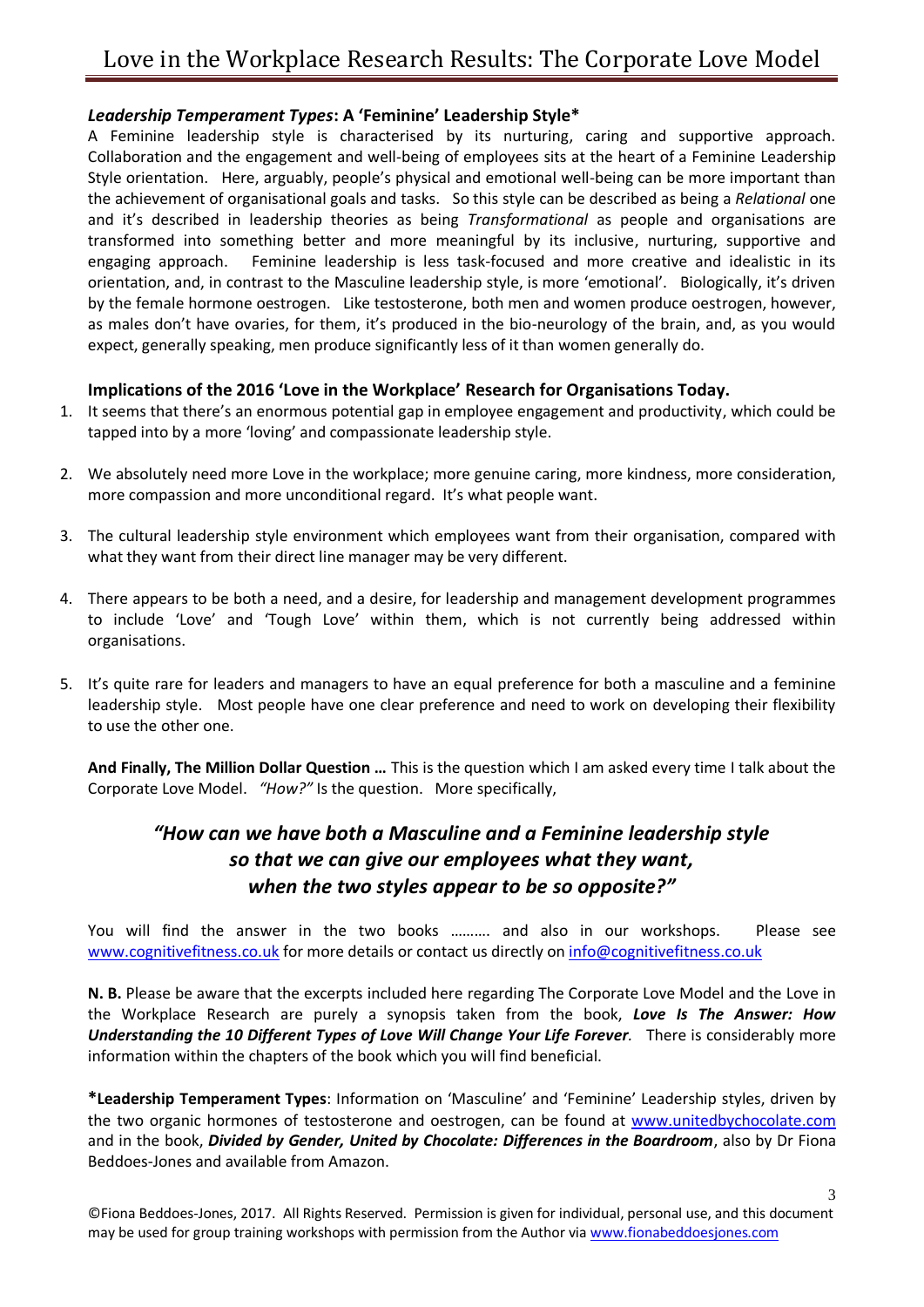### *Leadership Temperament Types*: A 'Feminine' Leadership Style*

A Feminine leadership style is characterised by its nurturing, caring and supportive approach. Collaboration and the engagement and well-being of employees sits at the heart of a Feminine Leadership Style orientation. Here, arguably, people's physical and emotional well-being can be more important than the achievement of organisational goals and tasks. So this style can be described as being a *Relational* one and it's described in leadership theories as being *Transformational* as people and organisations are transformed into something better and more meaningful by its inclusive, nurturing, supportive and engaging approach. Feminine leadership is less task-focused and more creative and idealistic in its orientation, and, in contrast to the Masculine leadership style, is more 'emotional'. Biologically, it's driven by the female hormone oestrogen. Like testosterone, both men and women produce oestrogen, however, as males don't have ovaries, for them, it's produced in the bio-neurology of the brain, and, as you would expect, generally speaking, men produce significantly less of it than women generally do.

### Implications of the 2016 'Love in the Workplace' Research for Organisations Today.

1. It seems that there's an enormous potential gap in employee engagement and productivity, which could be tapped into by a more 'loving' and compassionate leadership style.
2. We absolutely need more Love in the workplace; more genuine caring, more kindness, more consideration, more compassion and more unconditional regard. It's what people want.
3. The cultural leadership style environment which employees want from their organisation, compared with what they want from their direct line manager may be very different.
4. There appears to be both a need, and a desire, for leadership and management development programmes to include 'Love' and 'Tough Love' within them, which is not currently being addressed within organisations.
5. It's quite rare for leaders and managers to have an equal preference for both a masculine and a feminine leadership style. Most people have one clear preference and need to work on developing their flexibility to use the other one.

**And Finally, The Million Dollar Question …** This is the question which I am asked every time I talk about the Corporate Love Model. *"How?"* Is the question. More specifically,

***"How can we have both a Masculine and a Feminine leadership style so that we can give our employees what they want, when the two styles appear to be so opposite?"***

You will find the answer in the two books ………. and also in our workshops. Please see www.cognitivefitness.co.uk for more details or contact us directly on info@cognitivefitness.co.uk

**N. B.** Please be aware that the excerpts included here regarding The Corporate Love Model and the Love in the Workplace Research are purely a synopsis taken from the book, ***Love Is The Answer: How Understanding the 10 Different Types of Love Will Change Your Life Forever***. There is considerably more information within the chapters of the book which you will find beneficial.

**\*Leadership Temperament Types**: Information on 'Masculine' and 'Feminine' Leadership styles, driven by the two organic hormones of testosterone and oestrogen, can be found at www.unitedbychocolate.com and in the book, ***Divided by Gender, United by Chocolate: Differences in the Boardroom***, also by Dr Fiona Beddoes-Jones and available from Amazon.

©Fiona Beddoes-Jones, 2017. All Rights Reserved. Permission is given for individual, personal use, and this document may be used for group training workshops with permission from the Author via www.fionabeddoesjones.com